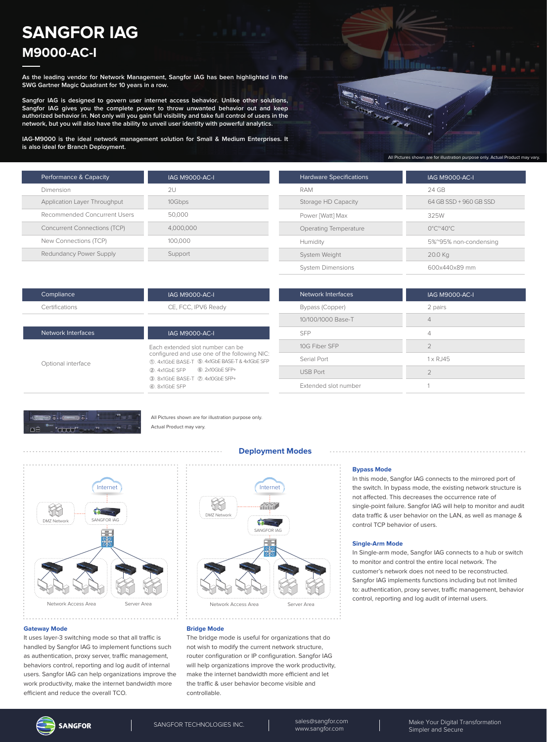# SANGFOR IAG

## M9000-AC-I

**As the leading vendor for Network Management, Sangfor IAG has been highlighted in the SWG Gartner Magic Quadrant for 10 years in a row.**

**Sangfor IAG is designed to govern user internet access behavior. Unlike other solutions, Sangfor IAG gives you the complete power to throw unwanted behavior out and keep authorized behavior in. Not only will you gain full visibility and take full control of users in the network, but you will also have the ability to unveil user identity with powerful analytics.**

**IAG-M9000 is the ideal network management solution for Small & Medium Enterprises. It is also ideal for Branch Deployment.**

All Pictures shown are for illustration purpose only. Actual Product may vary.

| Performance & Capacity | IAG M9000-AC-I |
| --- | --- |
| Dimension | 2U |
| Application Layer Throughput | 10Gbps |
| Recommended Concurrent Users | 50,000 |
| Concurrent Connections (TCP) | 4,000,000 |
| New Connections (TCP) | 100,000 |
| Redundancy Power Supply | Support |

| Hardware Specifications | IAG M9000-AC-I |
| --- | --- |
| RAM | 24 GB |
| Storage HD Capacity | 64 GB SSD + 960 GB SSD |
| Power [Watt] Max | 325W |
| Operating Temperature | 0°C~40°C |
| Humidity | 5%~95% non-condensing |
| System Weight | 20.0 Kg |
| System Dimensions | 600x440x89 mm |

| Compliance | IAG M9000-AC-I |
| --- | --- |
| Certifications | CE, FCC, IPV6 Ready |

| Network Interfaces | IAG M9000-AC-I |
| --- | --- |
| Optional interface | Each extended slot number can be configured and use one of the following NIC: ①. 4x1GbE BASE-T ②. 4x1GbE SFP ③. 8x1GbE BASE-T ④. 8x1GbE SFP ⑤. 4x1GbE BASE-T & 4x1GbE SFP ⑥. 2x10GbE SFP+ ⑦. 4x10GbE SFP+ |

| Network Interfaces | IAG M9000-AC-I |
| --- | --- |
| Bypass (Copper) | 2 pairs |
| 10/100/1000 Base-T | 4 |
| SFP | 4 |
| 10G Fiber SFP | 2 |
| Serial Port | 1 x RJ45 |
| USB Port | 2 |
| Extended slot number | 1 |

All Pictures shown are for illustration purpose only. Actual Product may vary.

## Deployment Modes

### Gateway Mode

It uses layer-3 switching mode so that all traffic is handled by Sangfor IAG to implement functions such as authentication, proxy server, traffic management, behaviors control, reporting and log audit of internal users. Sangfor IAG can help organizations improve the work productivity, make the internet bandwidth more efficient and reduce the overall TCO.

### Bridge Mode

The bridge mode is useful for organizations that do not wish to modify the current network structure, router configuration or IP configuration. Sangfor IAG will help organizations improve the work productivity, make the internet bandwidth more efficient and let the traffic & user behavior become visible and controllable.

### Bypass Mode

In this mode, Sangfor IAG connects to the mirrored port of the switch. In bypass mode, the existing network structure is not affected. This decreases the occurrence rate of single-point failure. Sangfor IAG will help to monitor and audit data traffic & user behavior on the LAN, as well as manage & control TCP behavior of users.

### Single-Arm Mode

In Single-arm mode, Sangfor IAG connects to a hub or switch to monitor and control the entire local network. The customer's network does not need to be reconstructed. Sangfor IAG implements functions including but not limited to: authentication, proxy server, traffic management, behavior control, reporting and log audit of internal users.

SANGFOR TECHNOLOGIES INC. | sales@sangfor.com www.sangfor.com | Make Your Digital Transformation Simpler and Secure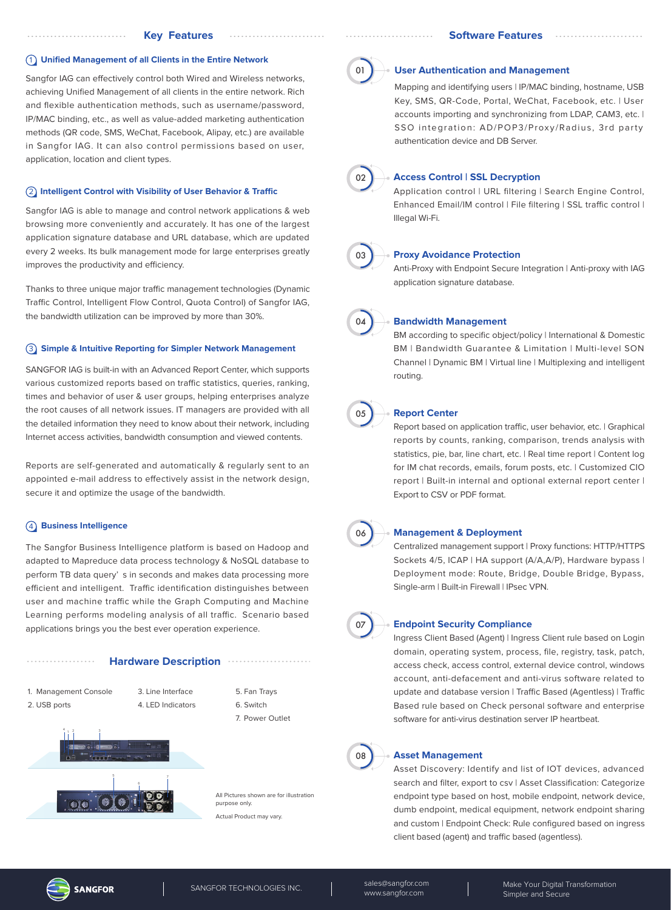## Key Features

### ① Unified Management of all Clients in the Entire Network

Sangfor IAG can effectively control both Wired and Wireless networks, achieving Unified Management of all clients in the entire network. Rich and flexible authentication methods, such as username/password, IP/MAC binding, etc., as well as value-added marketing authentication methods (QR code, SMS, WeChat, Facebook, Alipay, etc.) are available in Sangfor IAG. It can also control permissions based on user, application, location and client types.

### ② Intelligent Control with Visibility of User Behavior & Traffic

Sangfor IAG is able to manage and control network applications & web browsing more conveniently and accurately. It has one of the largest application signature database and URL database, which are updated every 2 weeks. Its bulk management mode for large enterprises greatly improves the productivity and efficiency.

Thanks to three unique major traffic management technologies (Dynamic Traffic Control, Intelligent Flow Control, Quota Control) of Sangfor IAG, the bandwidth utilization can be improved by more than 30%.

### ③ Simple & Intuitive Reporting for Simpler Network Management

SANGFOR IAG is built-in with an Advanced Report Center, which supports various customized reports based on traffic statistics, queries, ranking, times and behavior of user & user groups, helping enterprises analyze the root causes of all network issues. IT managers are provided with all the detailed information they need to know about their network, including Internet access activities, bandwidth consumption and viewed contents.

Reports are self-generated and automatically & regularly sent to an appointed e-mail address to effectively assist in the network design, secure it and optimize the usage of the bandwidth.

### ④ Business Intelligence

The Sangfor Business Intelligence platform is based on Hadoop and adapted to Mapreduce data process technology & NoSQL database to perform TB data query' s in seconds and makes data processing more efficient and intelligent. Traffic identification distinguishes between user and machine traffic while the Graph Computing and Machine Learning performs modeling analysis of all traffic. Scenario based applications brings you the best ever operation experience.

## Hardware Description

1. Management Console
2. USB ports
3. Line Interface
4. LED Indicators
5. Fan Trays
6. Switch
7. Power Outlet

All Pictures shown are for illustration purpose only.

Actual Product may vary.

## Software Features

### 01 User Authentication and Management

Mapping and identifying users | IP/MAC binding, hostname, USB Key, SMS, QR-Code, Portal, WeChat, Facebook, etc. | User accounts importing and synchronizing from LDAP, CAM3, etc. | SSO integration: AD/POP3/Proxy/Radius, 3rd party authentication device and DB Server.

### 02 Access Control | SSL Decryption

Application control | URL filtering | Search Engine Control, Enhanced Email/IM control | File filtering | SSL traffic control | Illegal Wi-Fi.

### 03 Proxy Avoidance Protection

Anti-Proxy with Endpoint Secure Integration | Anti-proxy with IAG application signature database.

### 04 Bandwidth Management

BM according to specific object/policy | International & Domestic BM | Bandwidth Guarantee & Limitation | Multi-level SON Channel | Dynamic BM | Virtual line | Multiplexing and intelligent routing.

### 05 Report Center

Report based on application traffic, user behavior, etc. | Graphical reports by counts, ranking, comparison, trends analysis with statistics, pie, bar, line chart, etc. | Real time report | Content log for IM chat records, emails, forum posts, etc. | Customized CIO report | Built-in internal and optional external report center | Export to CSV or PDF format.

### 06 Management & Deployment

Centralized management support | Proxy functions: HTTP/HTTPS Sockets 4/5, ICAP | HA support (A/A,A/P), Hardware bypass | Deployment mode: Route, Bridge, Double Bridge, Bypass, Single-arm | Built-in Firewall | IPsec VPN.

### 07 Endpoint Security Compliance

Ingress Client Based (Agent) | Ingress Client rule based on Login domain, operating system, process, file, registry, task, patch, access check, access control, external device control, windows account, anti-defacement and anti-virus software related to update and database version | Traffic Based (Agentless) | Traffic Based rule based on Check personal software and enterprise software for anti-virus destination server IP heartbeat.

### 08 Asset Management

Asset Discovery: Identify and list of IOT devices, advanced search and filter, export to csv | Asset Classification: Categorize endpoint type based on host, mobile endpoint, network device, dumb endpoint, medical equipment, network endpoint sharing and custom | Endpoint Check: Rule configured based on ingress client based (agent) and traffic based (agentless).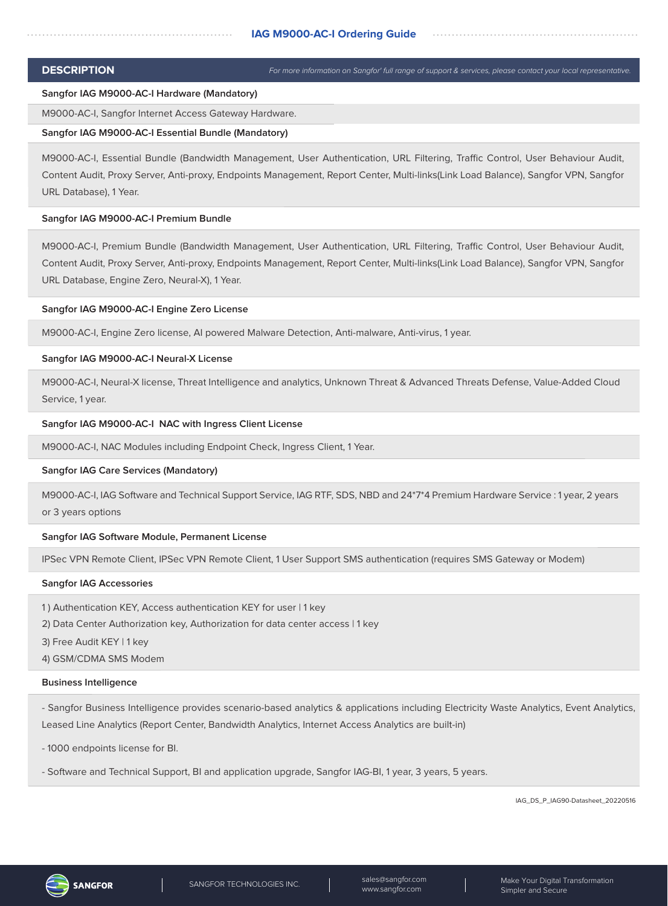# IAG M9000-AC-I Ordering Guide

## DESCRIPTION

*For more information on Sangfor' full range of support & services, please contact your local representative.*

**Sangfor IAG M9000-AC-I Hardware (Mandatory)**

M9000-AC-I, Sangfor Internet Access Gateway Hardware.

**Sangfor IAG M9000-AC-I Essential Bundle (Mandatory)**

M9000-AC-I, Essential Bundle (Bandwidth Management, User Authentication, URL Filtering, Traffic Control, User Behaviour Audit, Content Audit, Proxy Server, Anti-proxy, Endpoints Management, Report Center, Multi-links(Link Load Balance), Sangfor VPN, Sangfor URL Database), 1 Year.

**Sangfor IAG M9000-AC-I Premium Bundle**

M9000-AC-I, Premium Bundle (Bandwidth Management, User Authentication, URL Filtering, Traffic Control, User Behaviour Audit, Content Audit, Proxy Server, Anti-proxy, Endpoints Management, Report Center, Multi-links(Link Load Balance), Sangfor VPN, Sangfor URL Database, Engine Zero, Neural-X), 1 Year.

**Sangfor IAG M9000-AC-I Engine Zero License**

M9000-AC-I, Engine Zero license, AI powered Malware Detection, Anti-malware, Anti-virus, 1 year.

**Sangfor IAG M9000-AC-I Neural-X License**

M9000-AC-I, Neural-X license, Threat Intelligence and analytics, Unknown Threat & Advanced Threats Defense, Value-Added Cloud Service, 1 year.

**Sangfor IAG M9000-AC-I NAC with Ingress Client License**

M9000-AC-I, NAC Modules including Endpoint Check, Ingress Client, 1 Year.

**Sangfor IAG Care Services (Mandatory)**

M9000-AC-I, IAG Software and Technical Support Service, IAG RTF, SDS, NBD and 24*7*4 Premium Hardware Service : 1 year, 2 years or 3 years options

**Sangfor IAG Software Module, Permanent License**

IPSec VPN Remote Client, IPSec VPN Remote Client, 1 User Support SMS authentication (requires SMS Gateway or Modem)

**Sangfor IAG Accessories**

1 ) Authentication KEY, Access authentication KEY for user | 1 key
2) Data Center Authorization key, Authorization for data center access | 1 key
3) Free Audit KEY | 1 key
4) GSM/CDMA SMS Modem

**Business Intelligence**

- Sangfor Business Intelligence provides scenario-based analytics & applications including Electricity Waste Analytics, Event Analytics, Leased Line Analytics (Report Center, Bandwidth Analytics, Internet Access Analytics are built-in)

- 1000 endpoints license for BI.

- Software and Technical Support, BI and application upgrade, Sangfor IAG-BI, 1 year, 3 years, 5 years.

IAG_DS_P_IAG90-Datasheet_20220516

SANGFOR TECHNOLOGIES INC. | sales@sangfor.com www.sangfor.com | Make Your Digital Transformation Simpler and Secure